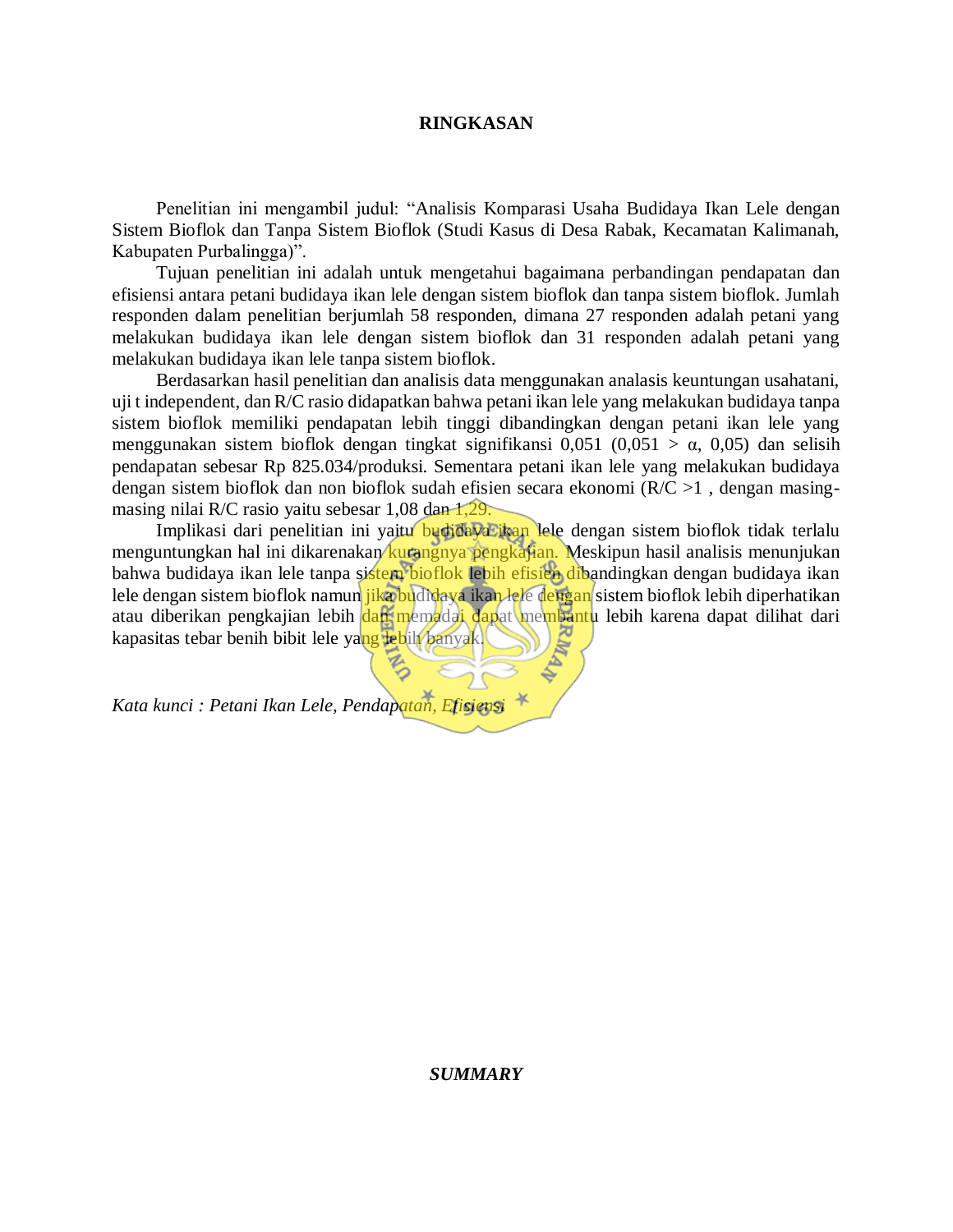# RINGKASAN

Penelitian ini mengambil judul: "Analisis Komparasi Usaha Budidaya Ikan Lele dengan Sistem Bioflok dan Tanpa Sistem Bioflok (Studi Kasus di Desa Rabak, Kecamatan Kalimanah, Kabupaten Purbalingga)".

Tujuan penelitian ini adalah untuk mengetahui bagaimana perbandingan pendapatan dan efisiensi antara petani budidaya ikan lele dengan sistem bioflok dan tanpa sistem bioflok. Jumlah responden dalam penelitian berjumlah 58 responden, dimana 27 responden adalah petani yang melakukan budidaya ikan lele dengan sistem bioflok dan 31 responden adalah petani yang melakukan budidaya ikan lele tanpa sistem bioflok.

Berdasarkan hasil penelitian dan analisis data menggunakan analasis keuntungan usahatani, uji t independent, dan R/C rasio didapatkan bahwa petani ikan lele yang melakukan budidaya tanpa sistem bioflok memiliki pendapatan lebih tinggi dibandingkan dengan petani ikan lele yang menggunakan sistem bioflok dengan tingkat signifikansi 0,051 (0,051 > α, 0,05) dan selisih pendapatan sebesar Rp 825.034/produksi. Sementara petani ikan lele yang melakukan budidaya dengan sistem bioflok dan non bioflok sudah efisien secara ekonomi (R/C >1 , dengan masing-masing nilai R/C rasio yaitu sebesar 1,08 dan 1,29.

Implikasi dari penelitian ini yaitu budidaya ikan lele dengan sistem bioflok tidak terlalu menguntungkan hal ini dikarenakan kurangnya pengkajian. Meskipun hasil analisis menunjukan bahwa budidaya ikan lele tanpa sistem bioflok lebih efisien dibandingkan dengan budidaya ikan lele dengan sistem bioflok namun jika budidaya ikan lele dengan sistem bioflok lebih diperhatikan atau diberikan pengkajian lebih dan memadai dapat membantu lebih karena dapat dilihat dari kapasitas tebar benih bibit lele yang lebih banyak.

*Kata kunci : Petani Ikan Lele, Pendapatan, Efisiensi*

# *SUMMARY*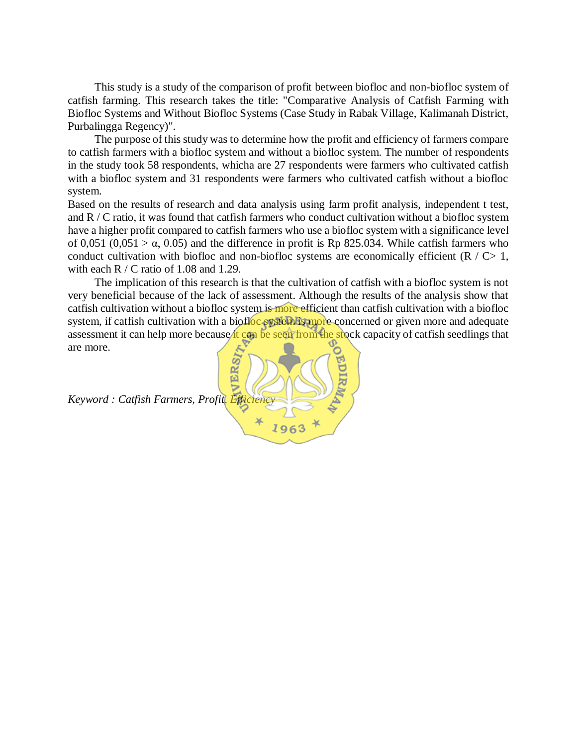This study is a study of the comparison of profit between biofloc and non-biofloc system of catfish farming. This research takes the title: "Comparative Analysis of Catfish Farming with Biofloc Systems and Without Biofloc Systems (Case Study in Rabak Village, Kalimanah District, Purbalingga Regency)".

The purpose of this study was to determine how the profit and efficiency of farmers compare to catfish farmers with a biofloc system and without a biofloc system. The number of respondents in the study took 58 respondents, whicha are 27 respondents were farmers who cultivated catfish with a biofloc system and 31 respondents were farmers who cultivated catfish without a biofloc system.

Based on the results of research and data analysis using farm profit analysis, independent t test, and R / C ratio, it was found that catfish farmers who conduct cultivation without a biofloc system have a higher profit compared to catfish farmers who use a biofloc system with a significance level of 0,051 ($0{,}051 > \alpha$, 0.05) and the difference in profit is Rp 825.034. While catfish farmers who conduct cultivation with biofloc and non-biofloc systems are economically efficient (R / C> 1, with each R / C ratio of 1.08 and 1.29.

The implication of this research is that the cultivation of catfish with a biofloc system is not very beneficial because of the lack of assessment. Although the results of the analysis show that catfish cultivation without a biofloc system is more efficient than catfish cultivation with a biofloc system, if catfish cultivation with a biofloc system is more concerned or given more and adequate assessment it can help more because it can be seen from the stock capacity of catfish seedlings that are more.

*Keyword : Catfish Farmers, Profit, Efficiency*